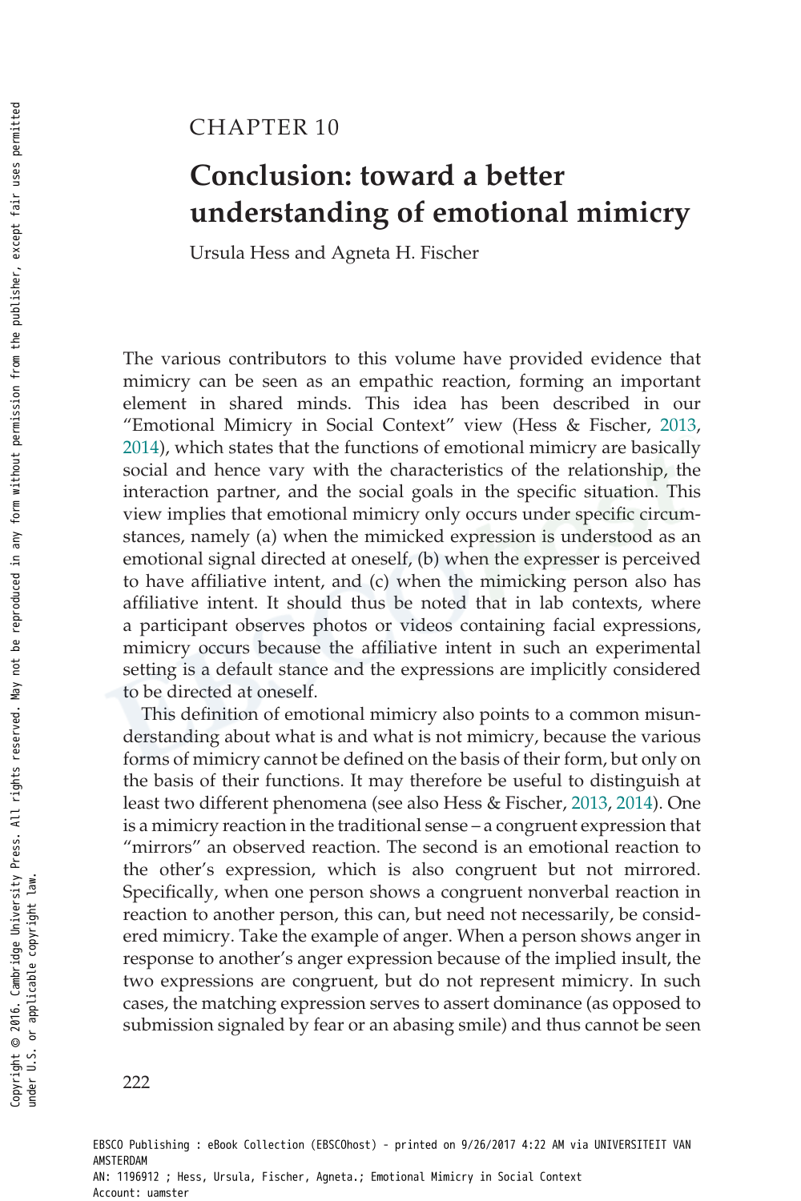# CHAPTER 10

## Conclusion: toward a better understanding of emotional mimicry

Ursula Hess and Agneta H. Fischer

The various contributors to this volume have provided evidence that mimicry can be seen as an empathic reaction, forming an important element in shared minds. This idea has been described in our "Emotional Mimicry in Social Context" view (Hess & Fischer, 2013, 2014), which states that the functions of emotional mimicry are basically social and hence vary with the characteristics of the relationship, the interaction partner, and the social goals in the specific situation. This view implies that emotional mimicry only occurs under specific circumstances, namely (a) when the mimicked expression is understood as an emotional signal directed at oneself, (b) when the expresser is perceived to have affiliative intent, and (c) when the mimicking person also has affiliative intent. It should thus be noted that in lab contexts, where a participant observes photos or videos containing facial expressions, mimicry occurs because the affiliative intent in such an experimental setting is a default stance and the expressions are implicitly considered to be directed at oneself.

This definition of emotional mimicry also points to a common misunderstanding about what is and what is not mimicry, because the various forms of mimicry cannot be defined on the basis of their form, but only on the basis of their functions. It may therefore be useful to distinguish at least two different phenomena (see also Hess & Fischer, 2013, 2014). One is a mimicry reaction in the traditional sense – a congruent expression that "mirrors" an observed reaction. The second is an emotional reaction to the other's expression, which is also congruent but not mirrored. Specifically, when one person shows a congruent nonverbal reaction in reaction to another person, this can, but need not necessarily, be considered mimicry. Take the example of anger. When a person shows anger in response to another's anger expression because of the implied insult, the two expressions are congruent, but do not represent mimicry. In such cases, the matching expression serves to assert dominance (as opposed to submission signaled by fear or an abasing smile) and thus cannot be seen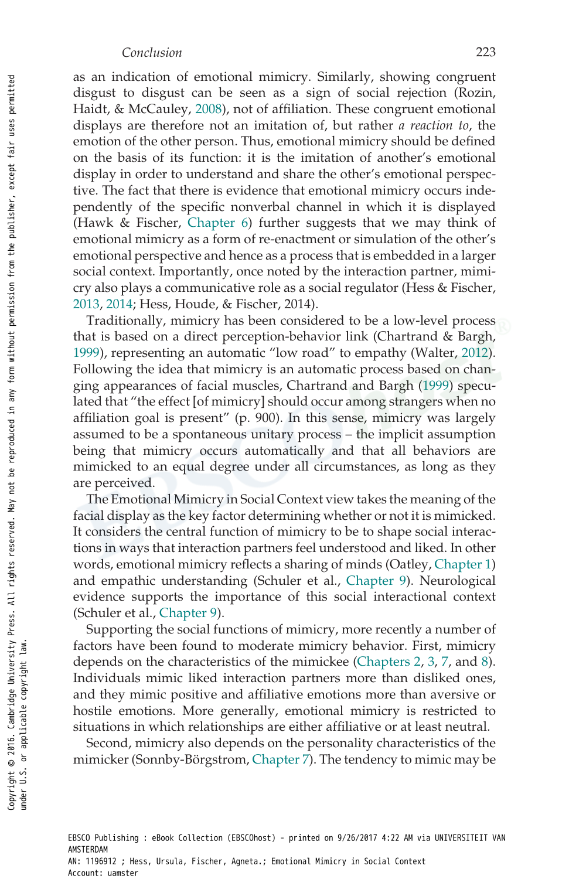as an indication of emotional mimicry. Similarly, showing congruent disgust to disgust can be seen as a sign of social rejection (Rozin, Haidt, & McCauley, 2008), not of affiliation. These congruent emotional displays are therefore not an imitation of, but rather *a reaction to*, the emotion of the other person. Thus, emotional mimicry should be defined on the basis of its function: it is the imitation of another's emotional display in order to understand and share the other's emotional perspective. The fact that there is evidence that emotional mimicry occurs independently of the specific nonverbal channel in which it is displayed (Hawk & Fischer, Chapter 6) further suggests that we may think of emotional mimicry as a form of re-enactment or simulation of the other's emotional perspective and hence as a process that is embedded in a larger social context. Importantly, once noted by the interaction partner, mimicry also plays a communicative role as a social regulator (Hess & Fischer, 2013, 2014; Hess, Houde, & Fischer, 2014).

Traditionally, mimicry has been considered to be a low-level process that is based on a direct perception-behavior link (Chartrand & Bargh, 1999), representing an automatic "low road" to empathy (Walter, 2012). Following the idea that mimicry is an automatic process based on changing appearances of facial muscles, Chartrand and Bargh (1999) speculated that "the effect [of mimicry] should occur among strangers when no affiliation goal is present" (p. 900). In this sense, mimicry was largely assumed to be a spontaneous unitary process – the implicit assumption being that mimicry occurs automatically and that all behaviors are mimicked to an equal degree under all circumstances, as long as they are perceived.

The Emotional Mimicry in Social Context view takes the meaning of the facial display as the key factor determining whether or not it is mimicked. It considers the central function of mimicry to be to shape social interactions in ways that interaction partners feel understood and liked. In other words, emotional mimicry reflects a sharing of minds (Oatley, Chapter 1) and empathic understanding (Schuler et al., Chapter 9). Neurological evidence supports the importance of this social interactional context (Schuler et al., Chapter 9).

Supporting the social functions of mimicry, more recently a number of factors have been found to moderate mimicry behavior. First, mimicry depends on the characteristics of the mimickee (Chapters 2, 3, 7, and 8). Individuals mimic liked interaction partners more than disliked ones, and they mimic positive and affiliative emotions more than aversive or hostile emotions. More generally, emotional mimicry is restricted to situations in which relationships are either affiliative or at least neutral.

Second, mimicry also depends on the personality characteristics of the mimicker (Sonnby-Börgstrom, Chapter 7). The tendency to mimic may be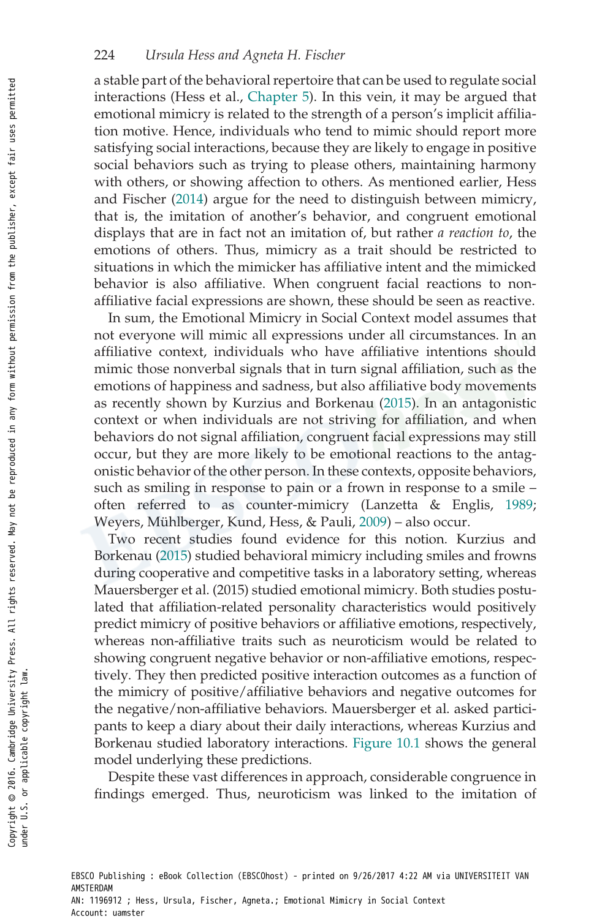a stable part of the behavioral repertoire that can be used to regulate social interactions (Hess et al., Chapter 5). In this vein, it may be argued that emotional mimicry is related to the strength of a person's implicit affiliation motive. Hence, individuals who tend to mimic should report more satisfying social interactions, because they are likely to engage in positive social behaviors such as trying to please others, maintaining harmony with others, or showing affection to others. As mentioned earlier, Hess and Fischer (2014) argue for the need to distinguish between mimicry, that is, the imitation of another's behavior, and congruent emotional displays that are in fact not an imitation of, but rather *a reaction to*, the emotions of others. Thus, mimicry as a trait should be restricted to situations in which the mimicker has affiliative intent and the mimicked behavior is also affiliative. When congruent facial reactions to non-affiliative facial expressions are shown, these should be seen as reactive.

In sum, the Emotional Mimicry in Social Context model assumes that not everyone will mimic all expressions under all circumstances. In an affiliative context, individuals who have affiliative intentions should mimic those nonverbal signals that in turn signal affiliation, such as the emotions of happiness and sadness, but also affiliative body movements as recently shown by Kurzius and Borkenau (2015). In an antagonistic context or when individuals are not striving for affiliation, and when behaviors do not signal affiliation, congruent facial expressions may still occur, but they are more likely to be emotional reactions to the antagonistic behavior of the other person. In these contexts, opposite behaviors, such as smiling in response to pain or a frown in response to a smile – often referred to as counter-mimicry (Lanzetta & Englis, 1989; Weyers, Mühlberger, Kund, Hess, & Pauli, 2009) – also occur.

Two recent studies found evidence for this notion. Kurzius and Borkenau (2015) studied behavioral mimicry including smiles and frowns during cooperative and competitive tasks in a laboratory setting, whereas Mauersberger et al. (2015) studied emotional mimicry. Both studies postulated that affiliation-related personality characteristics would positively predict mimicry of positive behaviors or affiliative emotions, respectively, whereas non-affiliative traits such as neuroticism would be related to showing congruent negative behavior or non-affiliative emotions, respectively. They then predicted positive interaction outcomes as a function of the mimicry of positive/affiliative behaviors and negative outcomes for the negative/non-affiliative behaviors. Mauersberger et al. asked participants to keep a diary about their daily interactions, whereas Kurzius and Borkenau studied laboratory interactions. Figure 10.1 shows the general model underlying these predictions.

Despite these vast differences in approach, considerable congruence in findings emerged. Thus, neuroticism was linked to the imitation of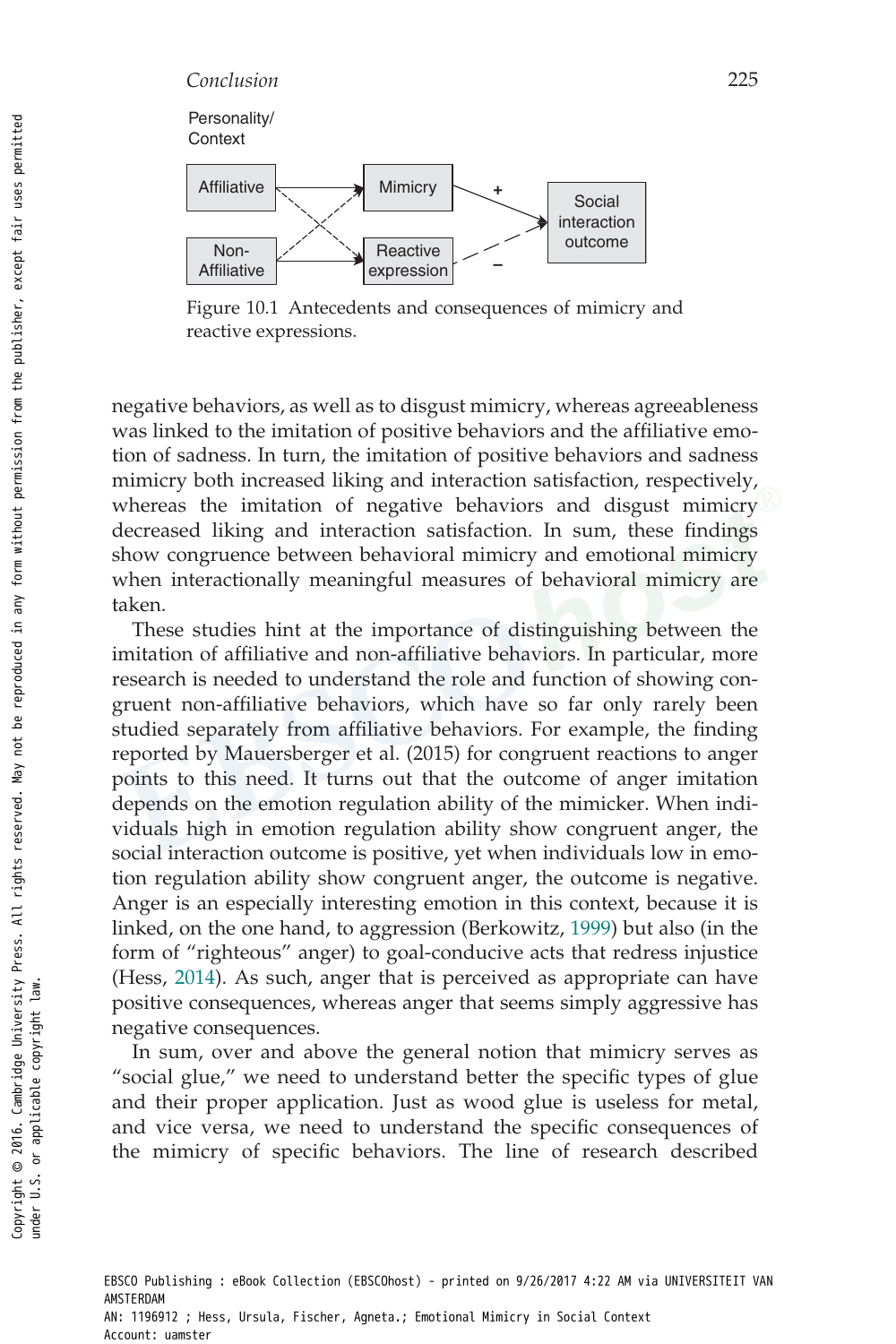Personality/
Context

Affiliative → Mimicry
Non-Affiliative → Reactive expression
Mimicry → (+) Social interaction outcome
Reactive expression → (–) Social interaction outcome

Figure 10.1 Antecedents and consequences of mimicry and reactive expressions.

negative behaviors, as well as to disgust mimicry, whereas agreeableness was linked to the imitation of positive behaviors and the affiliative emotion of sadness. In turn, the imitation of positive behaviors and sadness mimicry both increased liking and interaction satisfaction, respectively, whereas the imitation of negative behaviors and disgust mimicry decreased liking and interaction satisfaction. In sum, these findings show congruence between behavioral mimicry and emotional mimicry when interactionally meaningful measures of behavioral mimicry are taken.

These studies hint at the importance of distinguishing between the imitation of affiliative and non-affiliative behaviors. In particular, more research is needed to understand the role and function of showing congruent non-affiliative behaviors, which have so far only rarely been studied separately from affiliative behaviors. For example, the finding reported by Mauersberger et al. (2015) for congruent reactions to anger points to this need. It turns out that the outcome of anger imitation depends on the emotion regulation ability of the mimicker. When individuals high in emotion regulation ability show congruent anger, the social interaction outcome is positive, yet when individuals low in emotion regulation ability show congruent anger, the outcome is negative. Anger is an especially interesting emotion in this context, because it is linked, on the one hand, to aggression (Berkowitz, 1999) but also (in the form of "righteous" anger) to goal-conducive acts that redress injustice (Hess, 2014). As such, anger that is perceived as appropriate can have positive consequences, whereas anger that seems simply aggressive has negative consequences.

In sum, over and above the general notion that mimicry serves as "social glue," we need to understand better the specific types of glue and their proper application. Just as wood glue is useless for metal, and vice versa, we need to understand the specific consequences of the mimicry of specific behaviors. The line of research described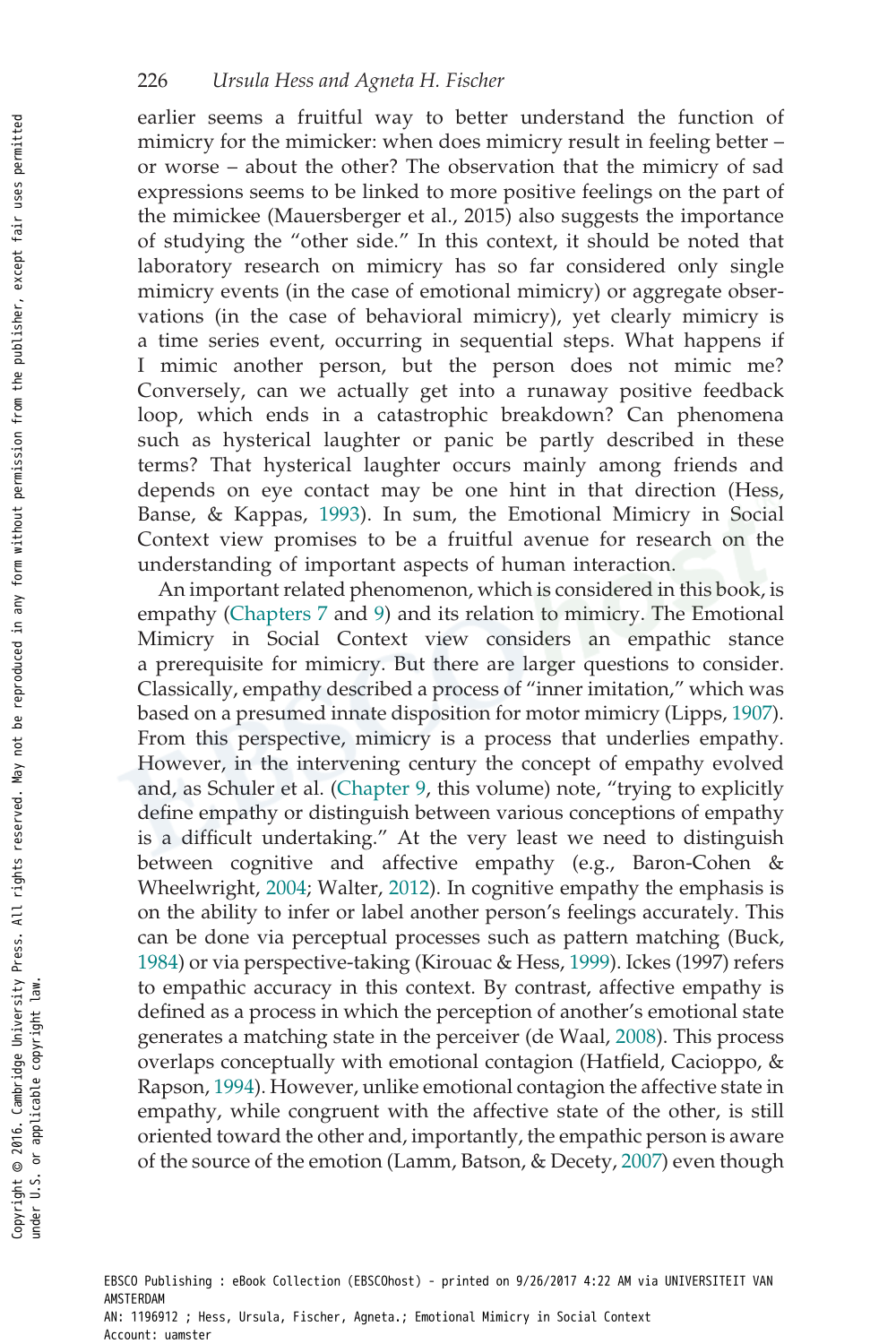earlier seems a fruitful way to better understand the function of mimicry for the mimicker: when does mimicry result in feeling better – or worse – about the other? The observation that the mimicry of sad expressions seems to be linked to more positive feelings on the part of the mimickee (Mauersberger et al., 2015) also suggests the importance of studying the "other side." In this context, it should be noted that laboratory research on mimicry has so far considered only single mimicry events (in the case of emotional mimicry) or aggregate observations (in the case of behavioral mimicry), yet clearly mimicry is a time series event, occurring in sequential steps. What happens if I mimic another person, but the person does not mimic me? Conversely, can we actually get into a runaway positive feedback loop, which ends in a catastrophic breakdown? Can phenomena such as hysterical laughter or panic be partly described in these terms? That hysterical laughter occurs mainly among friends and depends on eye contact may be one hint in that direction (Hess, Banse, & Kappas, 1993). In sum, the Emotional Mimicry in Social Context view promises to be a fruitful avenue for research on the understanding of important aspects of human interaction.

An important related phenomenon, which is considered in this book, is empathy (Chapters 7 and 9) and its relation to mimicry. The Emotional Mimicry in Social Context view considers an empathic stance a prerequisite for mimicry. But there are larger questions to consider. Classically, empathy described a process of "inner imitation," which was based on a presumed innate disposition for motor mimicry (Lipps, 1907). From this perspective, mimicry is a process that underlies empathy. However, in the intervening century the concept of empathy evolved and, as Schuler et al. (Chapter 9, this volume) note, "trying to explicitly define empathy or distinguish between various conceptions of empathy is a difficult undertaking." At the very least we need to distinguish between cognitive and affective empathy (e.g., Baron-Cohen & Wheelwright, 2004; Walter, 2012). In cognitive empathy the emphasis is on the ability to infer or label another person's feelings accurately. This can be done via perceptual processes such as pattern matching (Buck, 1984) or via perspective-taking (Kirouac & Hess, 1999). Ickes (1997) refers to empathic accuracy in this context. By contrast, affective empathy is defined as a process in which the perception of another's emotional state generates a matching state in the perceiver (de Waal, 2008). This process overlaps conceptually with emotional contagion (Hatfield, Cacioppo, & Rapson, 1994). However, unlike emotional contagion the affective state in empathy, while congruent with the affective state of the other, is still oriented toward the other and, importantly, the empathic person is aware of the source of the emotion (Lamm, Batson, & Decety, 2007) even though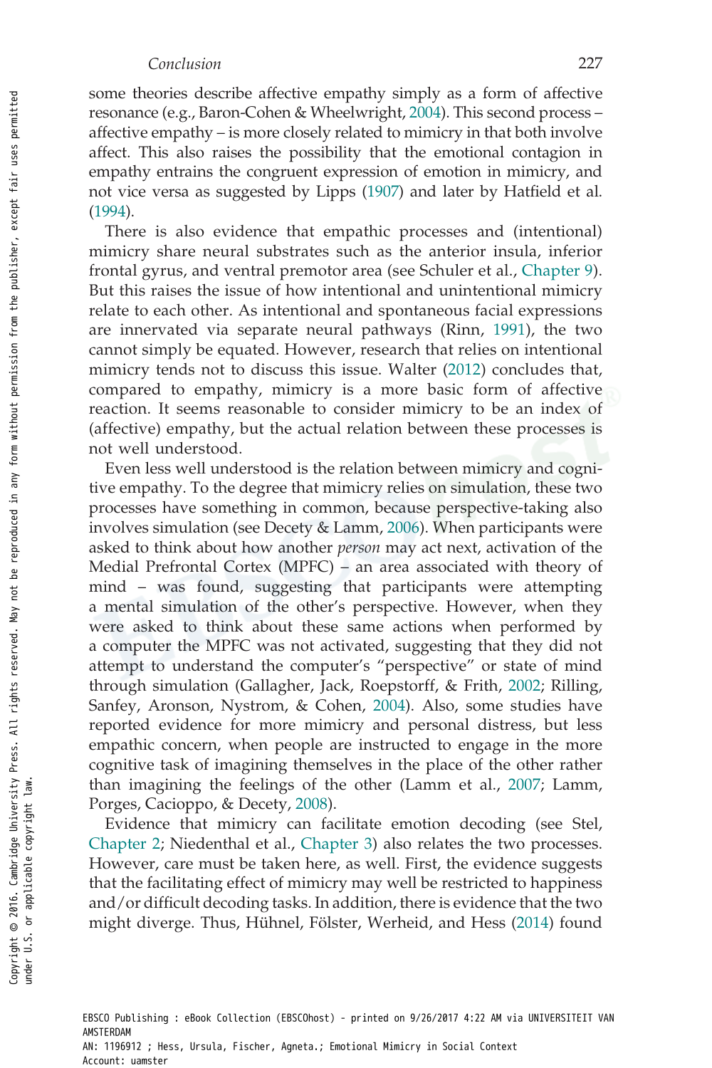some theories describe affective empathy simply as a form of affective resonance (e.g., Baron-Cohen & Wheelwright, 2004). This second process – affective empathy – is more closely related to mimicry in that both involve affect. This also raises the possibility that the emotional contagion in empathy entrains the congruent expression of emotion in mimicry, and not vice versa as suggested by Lipps (1907) and later by Hatfield et al. (1994).

There is also evidence that empathic processes and (intentional) mimicry share neural substrates such as the anterior insula, inferior frontal gyrus, and ventral premotor area (see Schuler et al., Chapter 9). But this raises the issue of how intentional and unintentional mimicry relate to each other. As intentional and spontaneous facial expressions are innervated via separate neural pathways (Rinn, 1991), the two cannot simply be equated. However, research that relies on intentional mimicry tends not to discuss this issue. Walter (2012) concludes that, compared to empathy, mimicry is a more basic form of affective reaction. It seems reasonable to consider mimicry to be an index of (affective) empathy, but the actual relation between these processes is not well understood.

Even less well understood is the relation between mimicry and cognitive empathy. To the degree that mimicry relies on simulation, these two processes have something in common, because perspective-taking also involves simulation (see Decety & Lamm, 2006). When participants were asked to think about how another *person* may act next, activation of the Medial Prefrontal Cortex (MPFC) – an area associated with theory of mind – was found, suggesting that participants were attempting a mental simulation of the other's perspective. However, when they were asked to think about these same actions when performed by a computer the MPFC was not activated, suggesting that they did not attempt to understand the computer's "perspective" or state of mind through simulation (Gallagher, Jack, Roepstorff, & Frith, 2002; Rilling, Sanfey, Aronson, Nystrom, & Cohen, 2004). Also, some studies have reported evidence for more mimicry and personal distress, but less empathic concern, when people are instructed to engage in the more cognitive task of imagining themselves in the place of the other rather than imagining the feelings of the other (Lamm et al., 2007; Lamm, Porges, Cacioppo, & Decety, 2008).

Evidence that mimicry can facilitate emotion decoding (see Stel, Chapter 2; Niedenthal et al., Chapter 3) also relates the two processes. However, care must be taken here, as well. First, the evidence suggests that the facilitating effect of mimicry may well be restricted to happiness and/or difficult decoding tasks. In addition, there is evidence that the two might diverge. Thus, Hühnel, Fölster, Werheid, and Hess (2014) found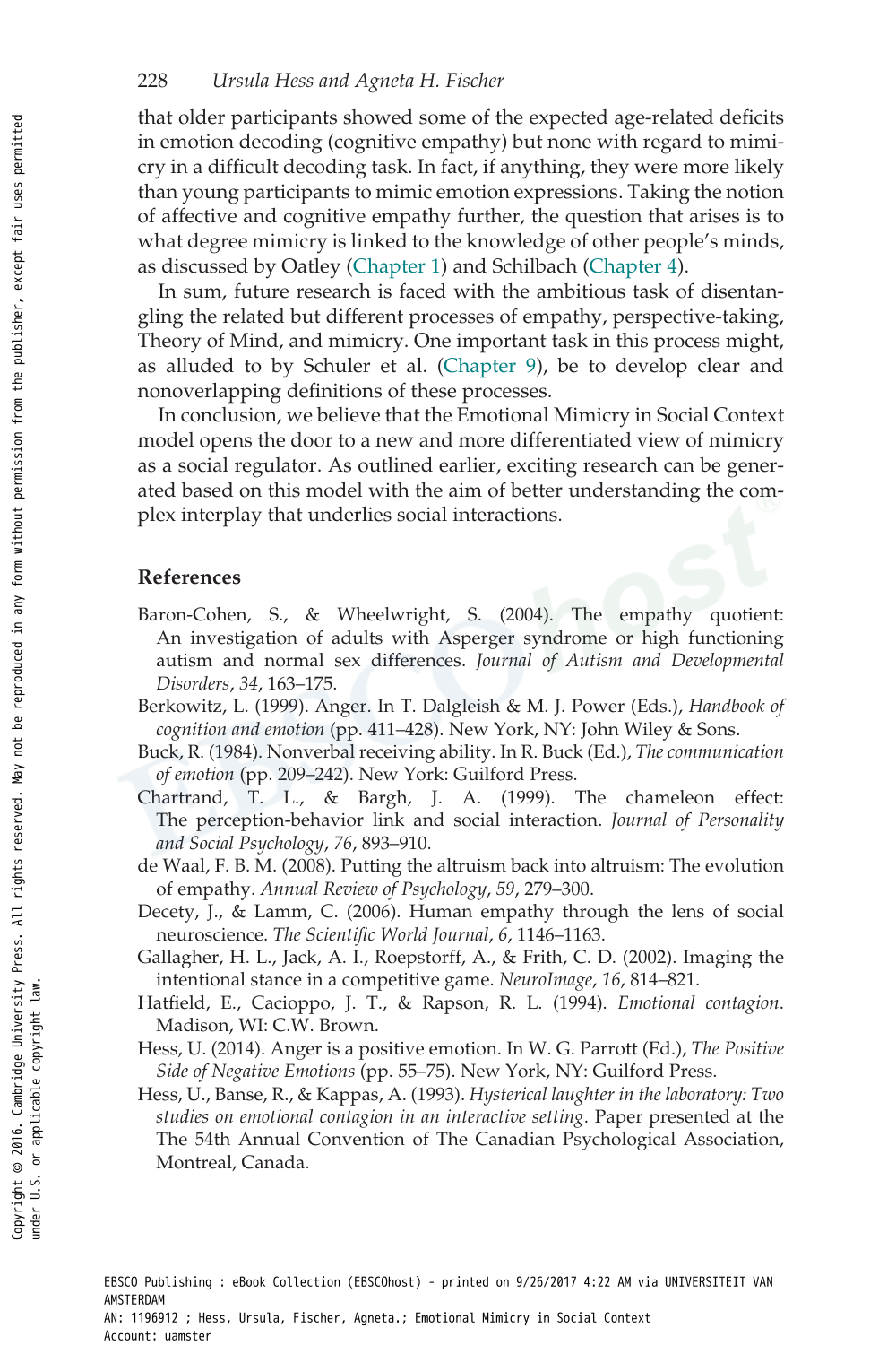that older participants showed some of the expected age-related deficits in emotion decoding (cognitive empathy) but none with regard to mimicry in a difficult decoding task. In fact, if anything, they were more likely than young participants to mimic emotion expressions. Taking the notion of affective and cognitive empathy further, the question that arises is to what degree mimicry is linked to the knowledge of other people's minds, as discussed by Oatley (Chapter 1) and Schilbach (Chapter 4).

In sum, future research is faced with the ambitious task of disentangling the related but different processes of empathy, perspective-taking, Theory of Mind, and mimicry. One important task in this process might, as alluded to by Schuler et al. (Chapter 9), be to develop clear and nonoverlapping definitions of these processes.

In conclusion, we believe that the Emotional Mimicry in Social Context model opens the door to a new and more differentiated view of mimicry as a social regulator. As outlined earlier, exciting research can be generated based on this model with the aim of better understanding the complex interplay that underlies social interactions.

## References

Baron-Cohen, S., & Wheelwright, S. (2004). The empathy quotient: An investigation of adults with Asperger syndrome or high functioning autism and normal sex differences. *Journal of Autism and Developmental Disorders*, *34*, 163–175.

Berkowitz, L. (1999). Anger. In T. Dalgleish & M. J. Power (Eds.), *Handbook of cognition and emotion* (pp. 411–428). New York, NY: John Wiley & Sons.

Buck, R. (1984). Nonverbal receiving ability. In R. Buck (Ed.), *The communication of emotion* (pp. 209–242). New York: Guilford Press.

Chartrand, T. L., & Bargh, J. A. (1999). The chameleon effect: The perception-behavior link and social interaction. *Journal of Personality and Social Psychology*, *76*, 893–910.

de Waal, F. B. M. (2008). Putting the altruism back into altruism: The evolution of empathy. *Annual Review of Psychology*, *59*, 279–300.

Decety, J., & Lamm, C. (2006). Human empathy through the lens of social neuroscience. *The Scientific World Journal*, *6*, 1146–1163.

Gallagher, H. L., Jack, A. I., Roepstorff, A., & Frith, C. D. (2002). Imaging the intentional stance in a competitive game. *NeuroImage*, *16*, 814–821.

Hatfield, E., Cacioppo, J. T., & Rapson, R. L. (1994). *Emotional contagion*. Madison, WI: C.W. Brown.

Hess, U. (2014). Anger is a positive emotion. In W. G. Parrott (Ed.), *The Positive Side of Negative Emotions* (pp. 55–75). New York, NY: Guilford Press.

Hess, U., Banse, R., & Kappas, A. (1993). *Hysterical laughter in the laboratory: Two studies on emotional contagion in an interactive setting*. Paper presented at the The 54th Annual Convention of The Canadian Psychological Association, Montreal, Canada.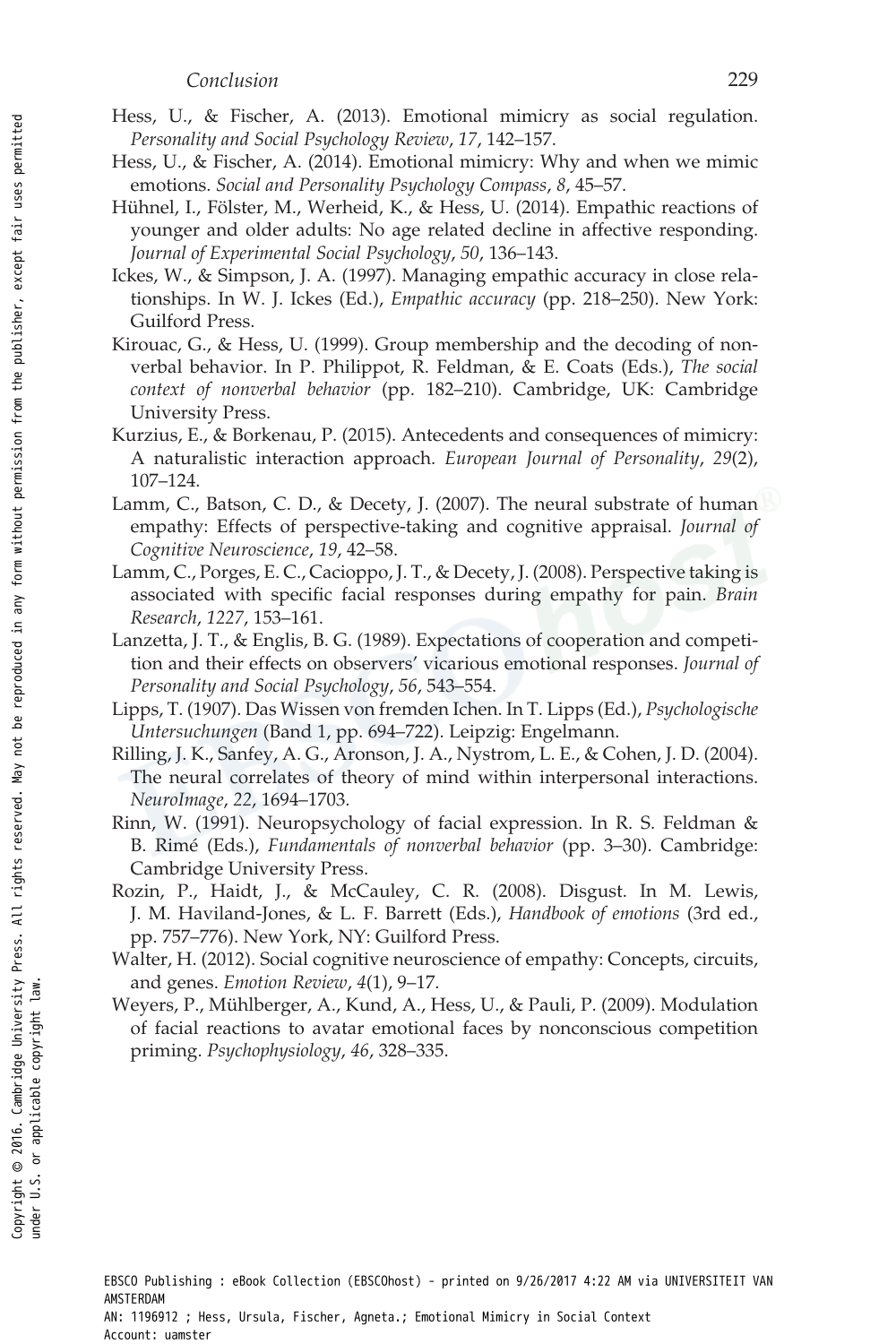Hess, U., & Fischer, A. (2013). Emotional mimicry as social regulation. *Personality and Social Psychology Review*, *17*, 142–157.

Hess, U., & Fischer, A. (2014). Emotional mimicry: Why and when we mimic emotions. *Social and Personality Psychology Compass*, *8*, 45–57.

Hühnel, I., Fölster, M., Werheid, K., & Hess, U. (2014). Empathic reactions of younger and older adults: No age related decline in affective responding. *Journal of Experimental Social Psychology*, *50*, 136–143.

Ickes, W., & Simpson, J. A. (1997). Managing empathic accuracy in close relationships. In W. J. Ickes (Ed.), *Empathic accuracy* (pp. 218–250). New York: Guilford Press.

Kirouac, G., & Hess, U. (1999). Group membership and the decoding of nonverbal behavior. In P. Philippot, R. Feldman, & E. Coats (Eds.), *The social context of nonverbal behavior* (pp. 182–210). Cambridge, UK: Cambridge University Press.

Kurzius, E., & Borkenau, P. (2015). Antecedents and consequences of mimicry: A naturalistic interaction approach. *European Journal of Personality*, *29*(2), 107–124.

Lamm, C., Batson, C. D., & Decety, J. (2007). The neural substrate of human empathy: Effects of perspective-taking and cognitive appraisal. *Journal of Cognitive Neuroscience*, *19*, 42–58.

Lamm, C., Porges, E. C., Cacioppo, J. T., & Decety, J. (2008). Perspective taking is associated with specific facial responses during empathy for pain. *Brain Research*, *1227*, 153–161.

Lanzetta, J. T., & Englis, B. G. (1989). Expectations of cooperation and competition and their effects on observers' vicarious emotional responses. *Journal of Personality and Social Psychology*, *56*, 543–554.

Lipps, T. (1907). Das Wissen von fremden Ichen. In T. Lipps (Ed.), *Psychologische Untersuchungen* (Band 1, pp. 694–722). Leipzig: Engelmann.

Rilling, J. K., Sanfey, A. G., Aronson, J. A., Nystrom, L. E., & Cohen, J. D. (2004). The neural correlates of theory of mind within interpersonal interactions. *NeuroImage*, *22*, 1694–1703.

Rinn, W. (1991). Neuropsychology of facial expression. In R. S. Feldman & B. Rimé (Eds.), *Fundamentals of nonverbal behavior* (pp. 3–30). Cambridge: Cambridge University Press.

Rozin, P., Haidt, J., & McCauley, C. R. (2008). Disgust. In M. Lewis, J. M. Haviland-Jones, & L. F. Barrett (Eds.), *Handbook of emotions* (3rd ed., pp. 757–776). New York, NY: Guilford Press.

Walter, H. (2012). Social cognitive neuroscience of empathy: Concepts, circuits, and genes. *Emotion Review*, *4*(1), 9–17.

Weyers, P., Mühlberger, A., Kund, A., Hess, U., & Pauli, P. (2009). Modulation of facial reactions to avatar emotional faces by nonconscious competition priming. *Psychophysiology*, *46*, 328–335.